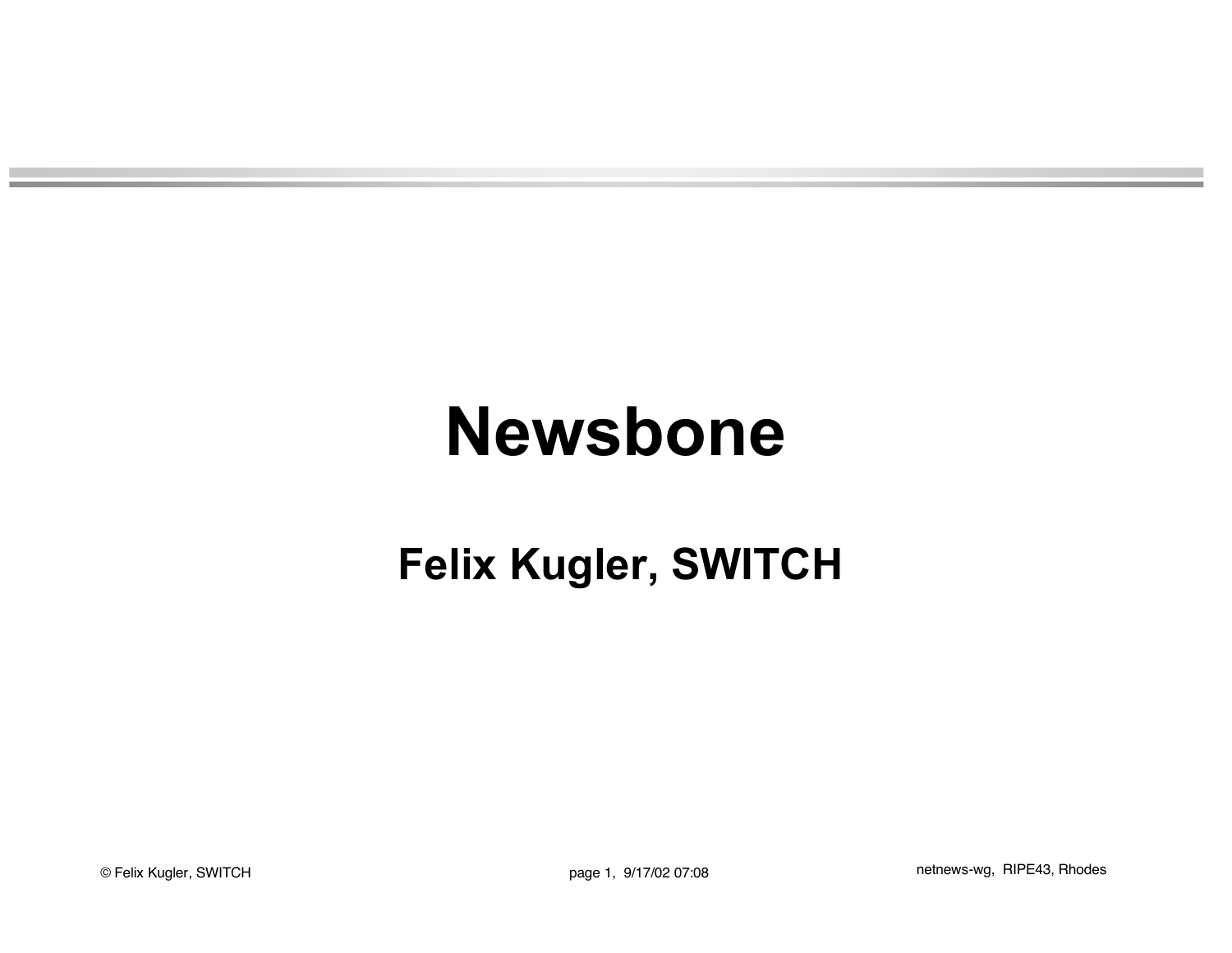# Newsbone

## Felix Kugler, SWITCH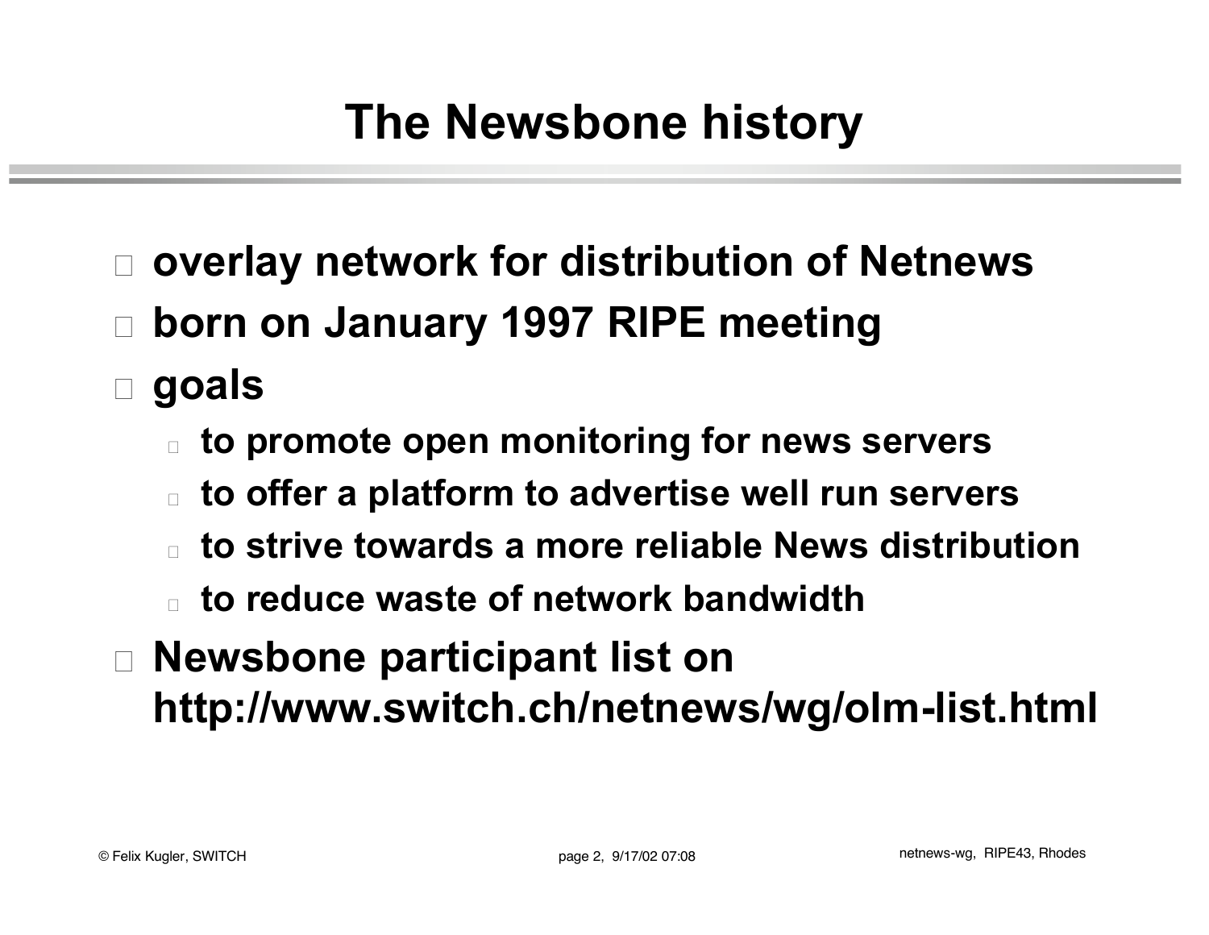# The Newsbone history

- overlay network for distribution of Netnews
- born on January 1997 RIPE meeting
- goals
  - to promote open monitoring for news servers
  - to offer a platform to advertise well run servers
  - to strive towards a more reliable News distribution
  - to reduce waste of network bandwidth
- Newsbone participant list on http://www.switch.ch/netnews/wg/olm-list.html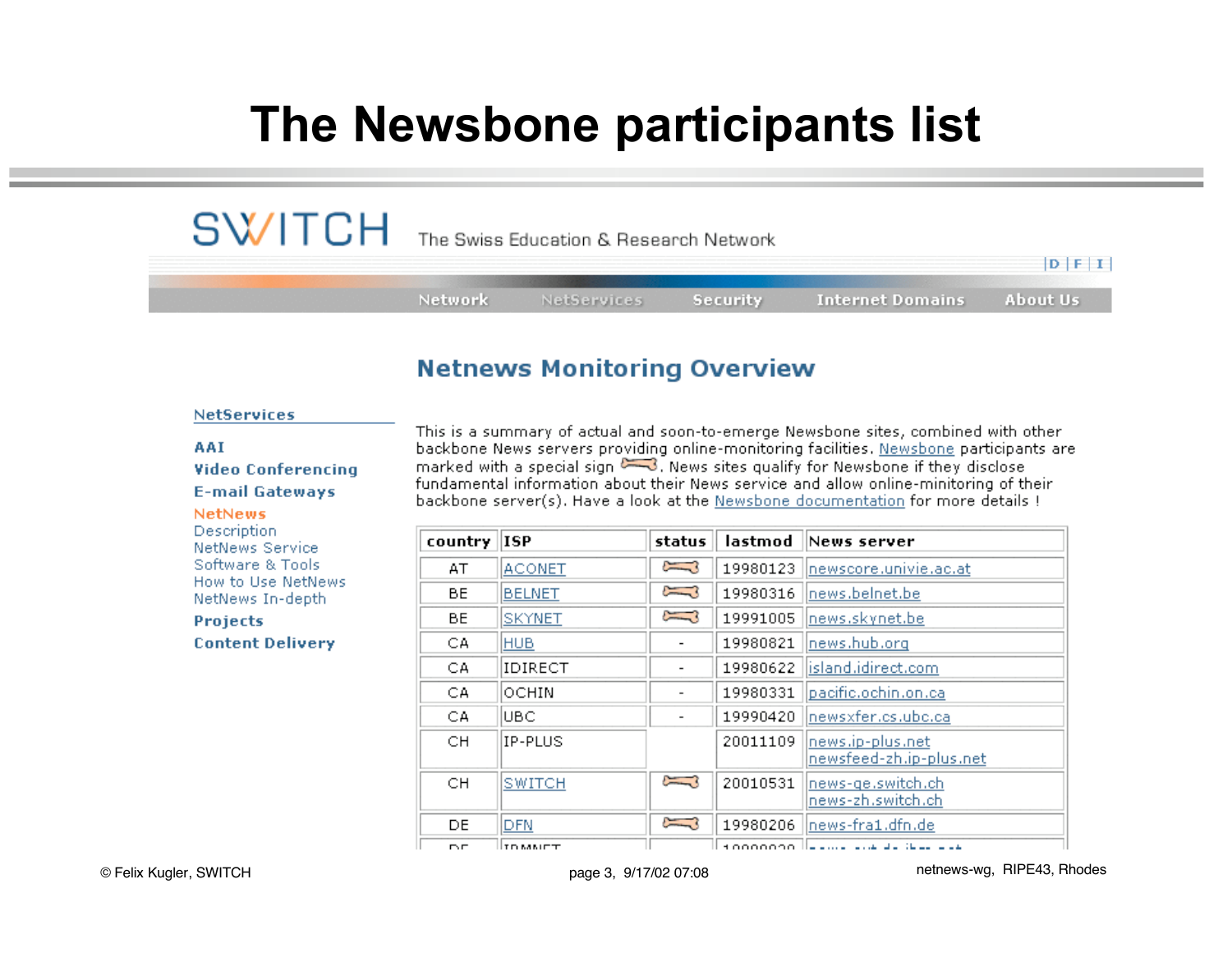# The Newsbone participants list

SWITCH The Swiss Education & Research Network

|D|F|I|

Network NetServices Security Internet Domains About Us

## Netnews Monitoring Overview

**NetServices**

**AAI**
**Video Conferencing**
**E-mail Gateways**
**NetNews**
Description
NetNews Service
Software & Tools
How to Use NetNews
NetNews In-depth
**Projects**
**Content Delivery**

This is a summary of actual and soon-to-emerge Newsbone sites, combined with other backbone News servers providing online-monitoring facilities. Newsbone participants are marked with a special sign. News sites qualify for Newsbone if they disclose fundamental information about their News service and allow online-minitoring of their backbone server(s). Have a look at the Newsbone documentation for more details !

| country | ISP | status | lastmod | News server |
|---|---|---|---|---|
| AT | ACONET | (bone) | 19980123 | newscore.univie.ac.at |
| BE | BELNET | (bone) | 19980316 | news.belnet.be |
| BE | SKYNET | (bone) | 19991005 | news.skynet.be |
| CA | HUB | - | 19980821 | news.hub.org |
| CA | IDIRECT | - | 19980622 | island.idirect.com |
| CA | OCHIN | - | 19980331 | pacific.ochin.on.ca |
| CA | UBC | - | 19990420 | newsxfer.cs.ubc.ca |
| CH | IP-PLUS | | 20011109 | news.ip-plus.net<br>newsfeed-zh.ip-plus.net |
| CH | SWITCH | (bone) | 20010531 | news-ge.switch.ch<br>news-zh.switch.ch |
| DE | DFN | (bone) | 19980206 | news-fra1.dfn.de |
| DE | IPMNET | | 1999.... | ... |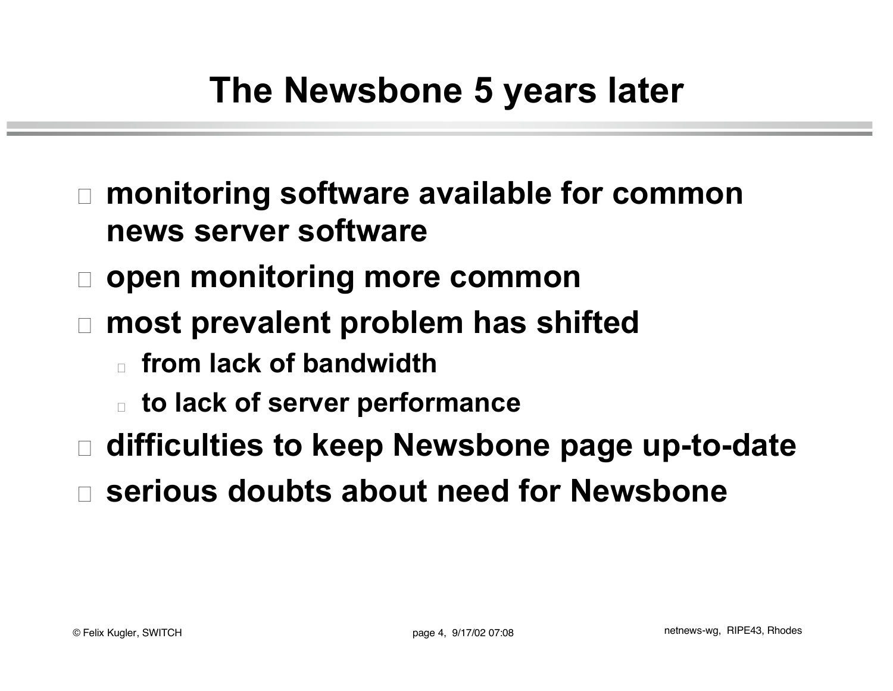# The Newsbone 5 years later

- monitoring software available for common news server software
- open monitoring more common
- most prevalent problem has shifted
  - from lack of bandwidth
  - to lack of server performance
- difficulties to keep Newsbone page up-to-date
- serious doubts about need for Newsbone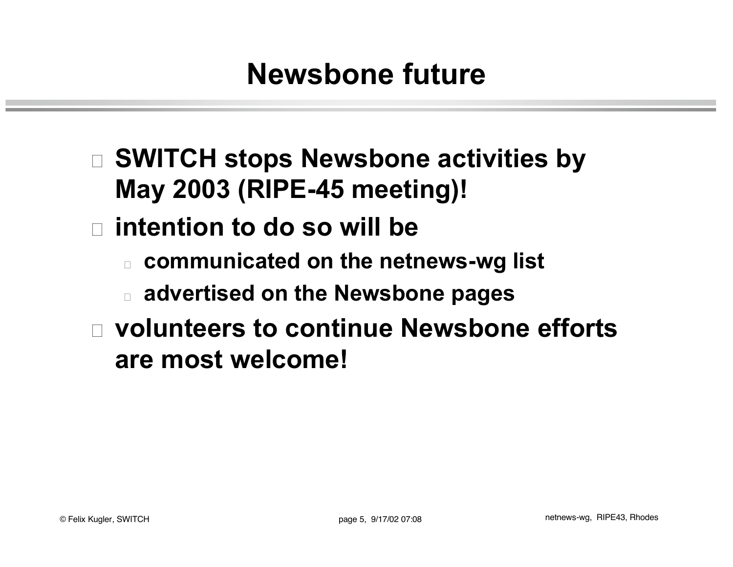# Newsbone future

- SWITCH stops Newsbone activities by May 2003 (RIPE-45 meeting)!
- intention to do so will be
  - communicated on the netnews-wg list
  - advertised on the Newsbone pages
- volunteers to continue Newsbone efforts are most welcome!